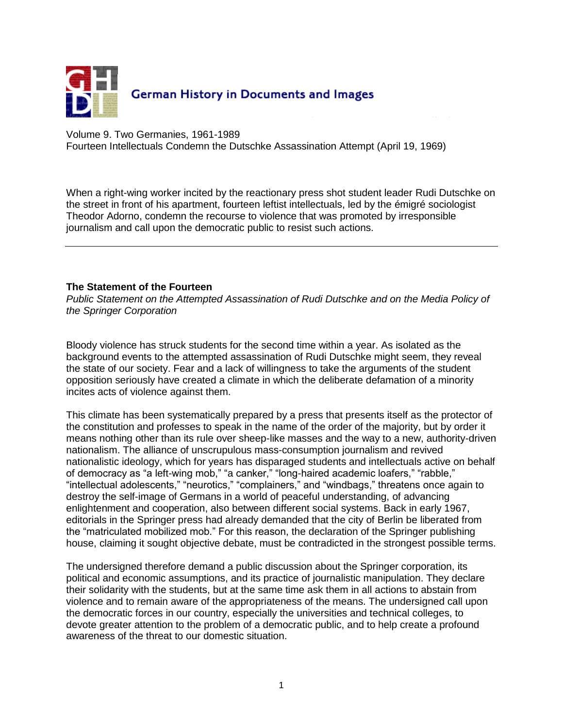German History in Documents and Images

Volume 9. Two Germanies, 1961-1989
Fourteen Intellectuals Condemn the Dutschke Assassination Attempt (April 19, 1969)

When a right-wing worker incited by the reactionary press shot student leader Rudi Dutschke on the street in front of his apartment, fourteen leftist intellectuals, led by the émigré sociologist Theodor Adorno, condemn the recourse to violence that was promoted by irresponsible journalism and call upon the democratic public to resist such actions.

---

**The Statement of the Fourteen**

*Public Statement on the Attempted Assassination of Rudi Dutschke and on the Media Policy of the Springer Corporation*

Bloody violence has struck students for the second time within a year. As isolated as the background events to the attempted assassination of Rudi Dutschke might seem, they reveal the state of our society. Fear and a lack of willingness to take the arguments of the student opposition seriously have created a climate in which the deliberate defamation of a minority incites acts of violence against them.

This climate has been systematically prepared by a press that presents itself as the protector of the constitution and professes to speak in the name of the order of the majority, but by order it means nothing other than its rule over sheep-like masses and the way to a new, authority-driven nationalism. The alliance of unscrupulous mass-consumption journalism and revived nationalistic ideology, which for years has disparaged students and intellectuals active on behalf of democracy as "a left-wing mob," "a canker," "long-haired academic loafers," "rabble," "intellectual adolescents," "neurotics," "complainers," and "windbags," threatens once again to destroy the self-image of Germans in a world of peaceful understanding, of advancing enlightenment and cooperation, also between different social systems. Back in early 1967, editorials in the Springer press had already demanded that the city of Berlin be liberated from the "matriculated mobilized mob." For this reason, the declaration of the Springer publishing house, claiming it sought objective debate, must be contradicted in the strongest possible terms.

The undersigned therefore demand a public discussion about the Springer corporation, its political and economic assumptions, and its practice of journalistic manipulation. They declare their solidarity with the students, but at the same time ask them in all actions to abstain from violence and to remain aware of the appropriateness of the means. The undersigned call upon the democratic forces in our country, especially the universities and technical colleges, to devote greater attention to the problem of a democratic public, and to help create a profound awareness of the threat to our domestic situation.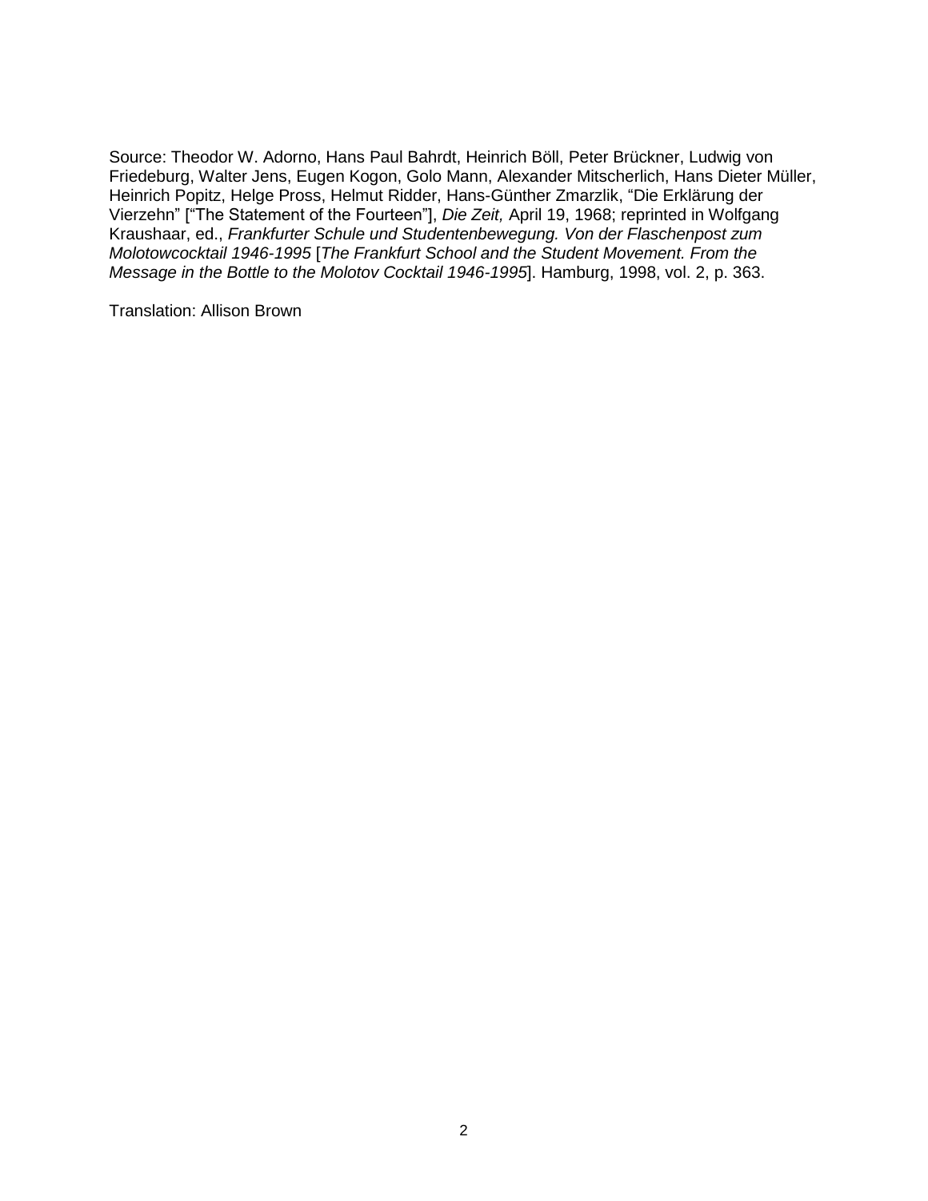Source: Theodor W. Adorno, Hans Paul Bahrdt, Heinrich Böll, Peter Brückner, Ludwig von Friedeburg, Walter Jens, Eugen Kogon, Golo Mann, Alexander Mitscherlich, Hans Dieter Müller, Heinrich Popitz, Helge Pross, Helmut Ridder, Hans-Günther Zmarzlik, "Die Erklärung der Vierzehn" ["The Statement of the Fourteen"], *Die Zeit,* April 19, 1968; reprinted in Wolfgang Kraushaar, ed., *Frankfurter Schule und Studentenbewegung. Von der Flaschenpost zum Molotowcocktail 1946-1995* [*The Frankfurt School and the Student Movement. From the Message in the Bottle to the Molotov Cocktail 1946-1995*]. Hamburg, 1998, vol. 2, p. 363.

Translation: Allison Brown